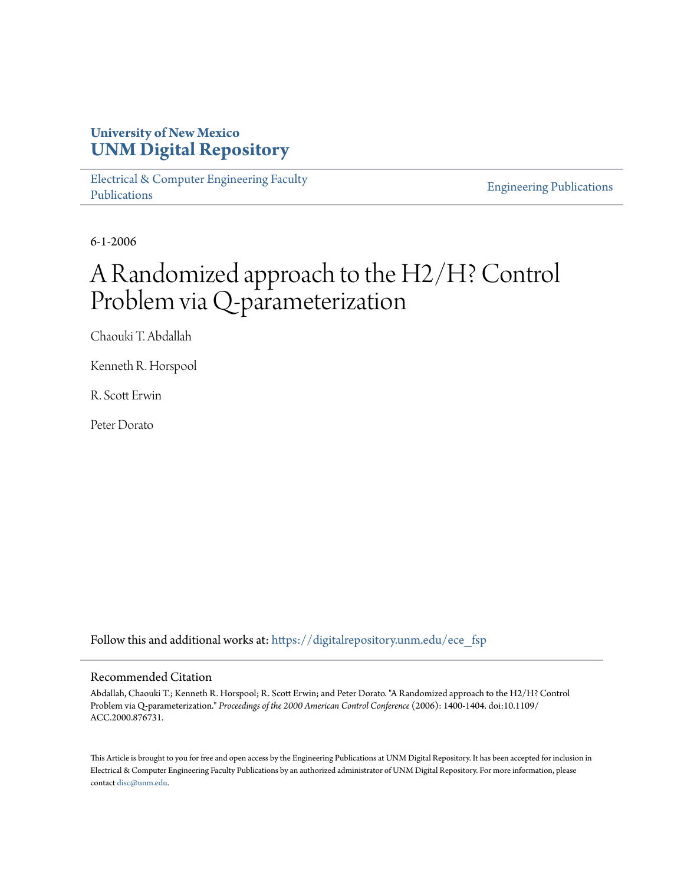University of New Mexico
**UNM Digital Repository**

Electrical & Computer Engineering Faculty Publications

Engineering Publications

6-1-2006

# A Randomized approach to the H2/H? Control Problem via Q-parameterization

Chaouki T. Abdallah

Kenneth R. Horspool

R. Scott Erwin

Peter Dorato

Follow this and additional works at: https://digitalrepository.unm.edu/ece_fsp

## Recommended Citation

Abdallah, Chaouki T.; Kenneth R. Horspool; R. Scott Erwin; and Peter Dorato. "A Randomized approach to the H2/H? Control Problem via Q-parameterization." *Proceedings of the 2000 American Control Conference* (2006): 1400-1404. doi:10.1109/ACC.2000.876731.

This Article is brought to you for free and open access by the Engineering Publications at UNM Digital Repository. It has been accepted for inclusion in Electrical & Computer Engineering Faculty Publications by an authorized administrator of UNM Digital Repository. For more information, please contact disc@unm.edu.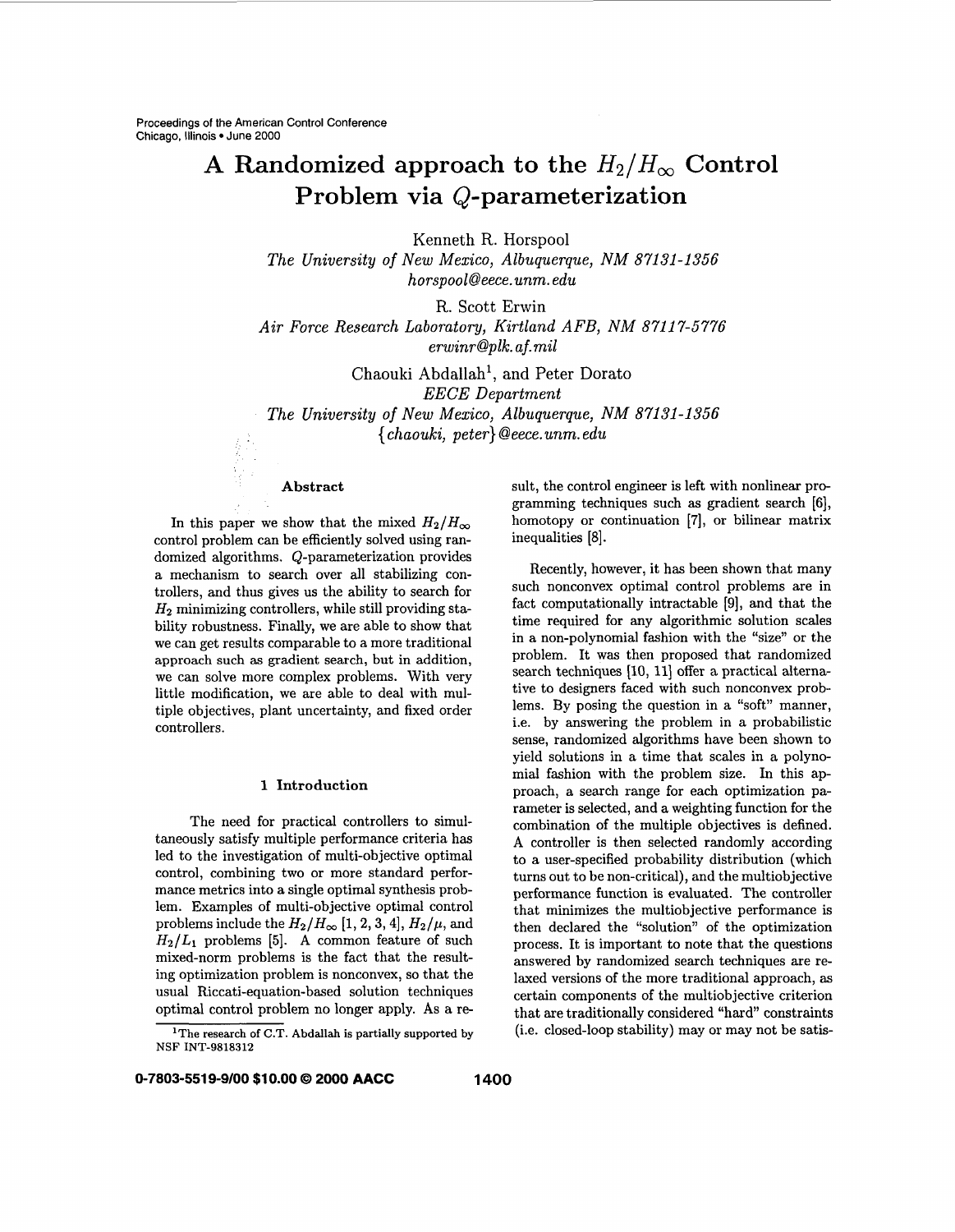Proceedings of the American Control Conference
Chicago, Illinois • June 2000

# A Randomized approach to the $H_2/H_\infty$ Control Problem via $Q$-parameterization

Kenneth R. Horspool
*The University of New Mexico, Albuquerque, NM 87131-1356*
*horspool@eece.unm.edu*

R. Scott Erwin
*Air Force Research Laboratory, Kirtland AFB, NM 87117-5776*
*erwinr@plk.af.mil*

Chaouki Abdallah[1], and Peter Dorato
*EECE Department*
*The University of New Mexico, Albuquerque, NM 87131-1356*
*{chaouki, peter}@eece.unm.edu*

### Abstract

In this paper we show that the mixed $H_2/H_\infty$ control problem can be efficiently solved using randomized algorithms. $Q$-parameterization provides a mechanism to search over all stabilizing controllers, and thus gives us the ability to search for $H_2$ minimizing controllers, while still providing stability robustness. Finally, we are able to show that we can get results comparable to a more traditional approach such as gradient search, but in addition, we can solve more complex problems. With very little modification, we are able to deal with multiple objectives, plant uncertainty, and fixed order controllers.

## 1 Introduction

The need for practical controllers to simultaneously satisfy multiple performance criteria has led to the investigation of multi-objective optimal control, combining two or more standard performance metrics into a single optimal synthesis problem. Examples of multi-objective optimal control problems include the $H_2/H_\infty$ [1, 2, 3, 4], $H_2/\mu$, and $H_2/L_1$ problems [5]. A common feature of such mixed-norm problems is the fact that the resulting optimization problem is nonconvex, so that the usual Riccati-equation-based solution techniques optimal control problem no longer apply. As a result, the control engineer is left with nonlinear programming techniques such as gradient search [6], homotopy or continuation [7], or bilinear matrix inequalities [8].

Recently, however, it has been shown that many such nonconvex optimal control problems are in fact computationally intractable [9], and that the time required for any algorithmic solution scales in a non-polynomial fashion with the "size" or the problem. It was then proposed that randomized search techniques [10, 11] offer a practical alternative to designers faced with such nonconvex problems. By posing the question in a "soft" manner, i.e. by answering the problem in a probabilistic sense, randomized algorithms have been shown to yield solutions in a time that scales in a polynomial fashion with the problem size. In this approach, a search range for each optimization parameter is selected, and a weighting function for the combination of the multiple objectives is defined. A controller is then selected randomly according to a user-specified probability distribution (which turns out to be non-critical), and the multiobjective performance function is evaluated. The controller that minimizes the multiobjective performance is then declared the "solution" of the optimization process. It is important to note that the questions answered by randomized search techniques are relaxed versions of the more traditional approach, as certain components of the multiobjective criterion that are traditionally considered "hard" constraints (i.e. closed-loop stability) may or may not be satis-

[1] The research of C.T. Abdallah is partially supported by NSF INT-9818312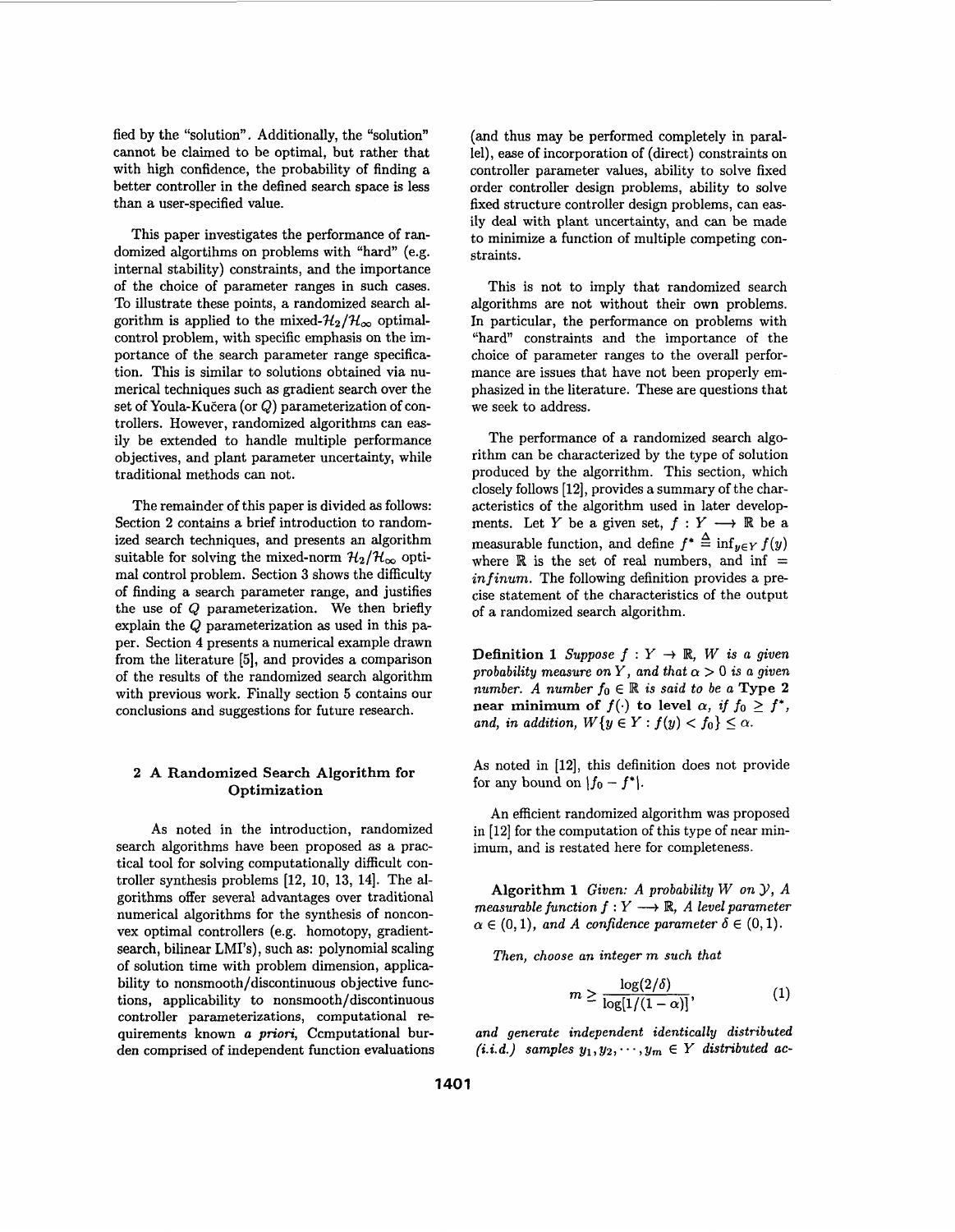fied by the "solution". Additionally, the "solution" cannot be claimed to be optimal, but rather that with high confidence, the probability of finding a better controller in the defined search space is less than a user-specified value.

This paper investigates the performance of randomized algortihms on problems with "hard" (e.g. internal stability) constraints, and the importance of the choice of parameter ranges in such cases. To illustrate these points, a randomized search algorithm is applied to the mixed-$\mathcal{H}_2/\mathcal{H}_\infty$ optimal-control problem, with specific emphasis on the importance of the search parameter range specification. This is similar to solutions obtained via numerical techniques such as gradient search over the set of Youla-Kučera (or $Q$) parameterization of controllers. However, randomized algorithms can easily be extended to handle multiple performance objectives, and plant parameter uncertainty, while traditional methods can not.

The remainder of this paper is divided as follows: Section 2 contains a brief introduction to randomized search techniques, and presents an algorithm suitable for solving the mixed-norm $\mathcal{H}_2/\mathcal{H}_\infty$ optimal control problem. Section 3 shows the difficulty of finding a search parameter range, and justifies the use of $Q$ parameterization. We then briefly explain the $Q$ parameterization as used in this paper. Section 4 presents a numerical example drawn from the literature [5], and provides a comparison of the results of the randomized search algorithm with previous work. Finally section 5 contains our conclusions and suggestions for future research.

## 2 A Randomized Search Algorithm for Optimization

As noted in the introduction, randomized search algorithms have been proposed as a practical tool for solving computationally difficult controller synthesis problems [12, 10, 13, 14]. The algorithms offer several advantages over traditional numerical algorithms for the synthesis of nonconvex optimal controllers (e.g. homotopy, gradient-search, bilinear LMI's), such as: polynomial scaling of solution time with problem dimension, applicability to nonsmooth/discontinuous objective functions, applicability to nonsmooth/discontinuous controller parameterizations, computational requirements known *a priori*, Ccmputational burden comprised of independent function evaluations (and thus may be performed completely in parallel), ease of incorporation of (direct) constraints on controller parameter values, ability to solve fixed order controller design problems, ability to solve fixed structure controller design problems, can easily deal with plant uncertainty, and can be made to minimize a function of multiple competing constraints.

This is not to imply that randomized search algorithms are not without their own problems. In particular, the performance on problems with "hard" constraints and the importance of the choice of parameter ranges to the overall performance are issues that have not been properly emphasized in the literature. These are questions that we seek to address.

The performance of a randomized search algorithm can be characterized by the type of solution produced by the algorrithm. This section, which closely follows [12], provides a summary of the characteristics of the algorithm used in later developments. Let $Y$ be a given set, $f : Y \longrightarrow \mathbb{R}$ be a measurable function, and define $f^* \triangleq \inf_{y \in Y} f(y)$ where $\mathbb{R}$ is the set of real numbers, and inf $=$ *infinum*. The following definition provides a precise statement of the characteristics of the output of a randomized search algorithm.

**Definition 1** *Suppose $f : Y \to \mathbb{R}$, $W$ is a given probability measure on $Y$, and that $\alpha > 0$ is a given number. A number $f_0 \in \mathbb{R}$ is said to be a* **Type 2 near minimum of $f(\cdot)$ to level $\alpha$**, *if $f_0 \geq f^*$, and, in addition, $W\{y \in Y : f(y) < f_0\} \leq \alpha$.*

As noted in [12], this definition does not provide for any bound on $|f_0 - f^*|$.

An efficient randomized algorithm was proposed in [12] for the computation of this type of near minimum, and is restated here for completeness.

**Algorithm 1** *Given: A probability $W$ on $\mathcal{Y}$, A measurable function $f : Y \longrightarrow \mathbb{R}$, A level parameter $\alpha \in (0, 1)$, and A confidence parameter $\delta \in (0, 1)$.*

*Then, choose an integer $m$ such that*

$$m \geq \frac{\log(2/\delta)}{\log[1/(1-\alpha)]}, \tag{1}$$

*and generate independent identically distributed (i.i.d.) samples $y_1, y_2, \cdots, y_m \in Y$ distributed ac-*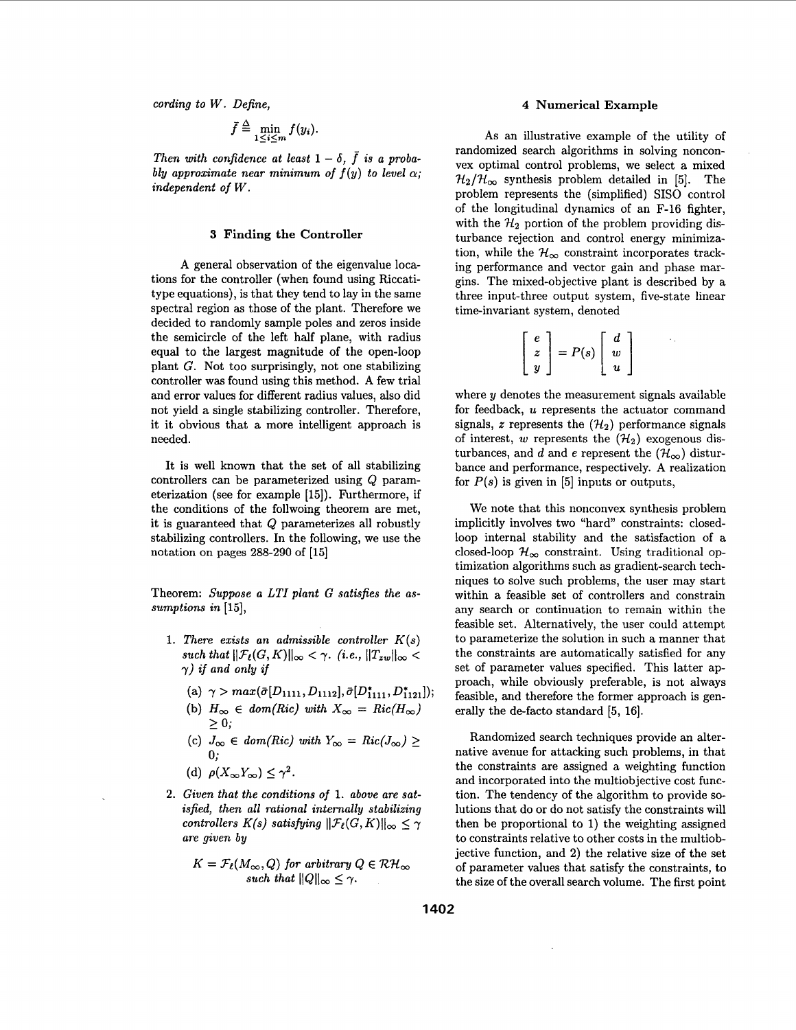*cording to W. Define,*

$$\bar{f} \triangleq \min_{1 \leq i \leq m} f(y_i).$$

*Then with confidence at least $1 - \delta$, $\bar{f}$ is a probably approximate near minimum of $f(y)$ to level $\alpha$; independent of W.*

## 3 Finding the Controller

A general observation of the eigenvalue locations for the controller (when found using Riccati-type equations), is that they tend to lay in the same spectral region as those of the plant. Therefore we decided to randomly sample poles and zeros inside the semicircle of the left half plane, with radius equal to the largest magnitude of the open-loop plant $G$. Not too surprisingly, not one stabilizing controller was found using this method. A few trial and error values for different radius values, also did not yield a single stabilizing controller. Therefore, it it obvious that a more intelligent approach is needed.

It is well known that the set of all stabilizing controllers can be parameterized using $Q$ parameterization (see for example [15]). Furthermore, if the conditions of the follwoing theorem are met, it is guaranteed that $Q$ parameterizes all robustly stabilizing controllers. In the following, we use the notation on pages 288-290 of [15]

Theorem: *Suppose a LTI plant G satisfies the assumptions in* [15],

1. *There exists an admissible controller $K(s)$ such that $\|\mathcal{F}_\ell(G,K)\|_\infty < \gamma$. (i.e., $\|T_{zw}\|_\infty < \gamma$) if and only if*
   - (a) $\gamma > max(\bar{\sigma}[D_{1111}, D_{1112}], \bar{\sigma}[D^*_{1111}, D^*_{1121}])$;
   - (b) $H_\infty \in dom(Ric)$ *with* $X_\infty = Ric(H_\infty) \geq 0$;
   - (c) $J_\infty \in dom(Ric)$ *with* $Y_\infty = Ric(J_\infty) \geq 0$;
   - (d) $\rho(X_\infty Y_\infty) \leq \gamma^2$.
2. *Given that the conditions of* 1. *above are satisfied, then all rational internally stabilizing controllers $K(s)$ satisfying $\|\mathcal{F}_\ell(G,K)\|_\infty \leq \gamma$ are given by*

$$K = \mathcal{F}_\ell(M_\infty, Q) \text{ for arbitrary } Q \in \mathcal{RH}_\infty \text{ such that } \|Q\|_\infty \leq \gamma.$$

## 4 Numerical Example

As an illustrative example of the utility of randomized search algorithms in solving nonconvex optimal control problems, we select a mixed $\mathcal{H}_2/\mathcal{H}_\infty$ synthesis problem detailed in [5]. The problem represents the (simplified) SISO control of the longitudinal dynamics of an F-16 fighter, with the $\mathcal{H}_2$ portion of the problem providing disturbance rejection and control energy minimization, while the $\mathcal{H}_\infty$ constraint incorporates tracking performance and vector gain and phase margins. The mixed-objective plant is described by a three input-three output system, five-state linear time-invariant system, denoted

$$\begin{bmatrix} e \\ z \\ y \end{bmatrix} = P(s) \begin{bmatrix} d \\ w \\ u \end{bmatrix}$$

where $y$ denotes the measurement signals available for feedback, $u$ represents the actuator command signals, $z$ represents the ($\mathcal{H}_2$) performance signals of interest, $w$ represents the ($\mathcal{H}_2$) exogenous disturbances, and $d$ and $e$ represent the ($\mathcal{H}_\infty$) disturbance and performance, respectively. A realization for $P(s)$ is given in [5] inputs or outputs,

We note that this nonconvex synthesis problem implicitly involves two "hard" constraints: closed-loop internal stability and the satisfaction of a closed-loop $\mathcal{H}_\infty$ constraint. Using traditional optimization algorithms such as gradient-search techniques to solve such problems, the user may start within a feasible set of controllers and constrain any search or continuation to remain within the feasible set. Alternatively, the user could attempt to parameterize the solution in such a manner that the constraints are automatically satisfied for any set of parameter values specified. This latter approach, while obviously preferable, is not always feasible, and therefore the former approach is generally the de-facto standard [5, 16].

Randomized search techniques provide an alternative avenue for attacking such problems, in that the constraints are assigned a weighting function and incorporated into the multiobjective cost function. The tendency of the algorithm to provide solutions that do or do not satisfy the constraints will then be proportional to 1) the weighting assigned to constraints relative to other costs in the multiobjective function, and 2) the relative size of the set of parameter values that satisfy the constraints, to the size of the overall search volume. The first point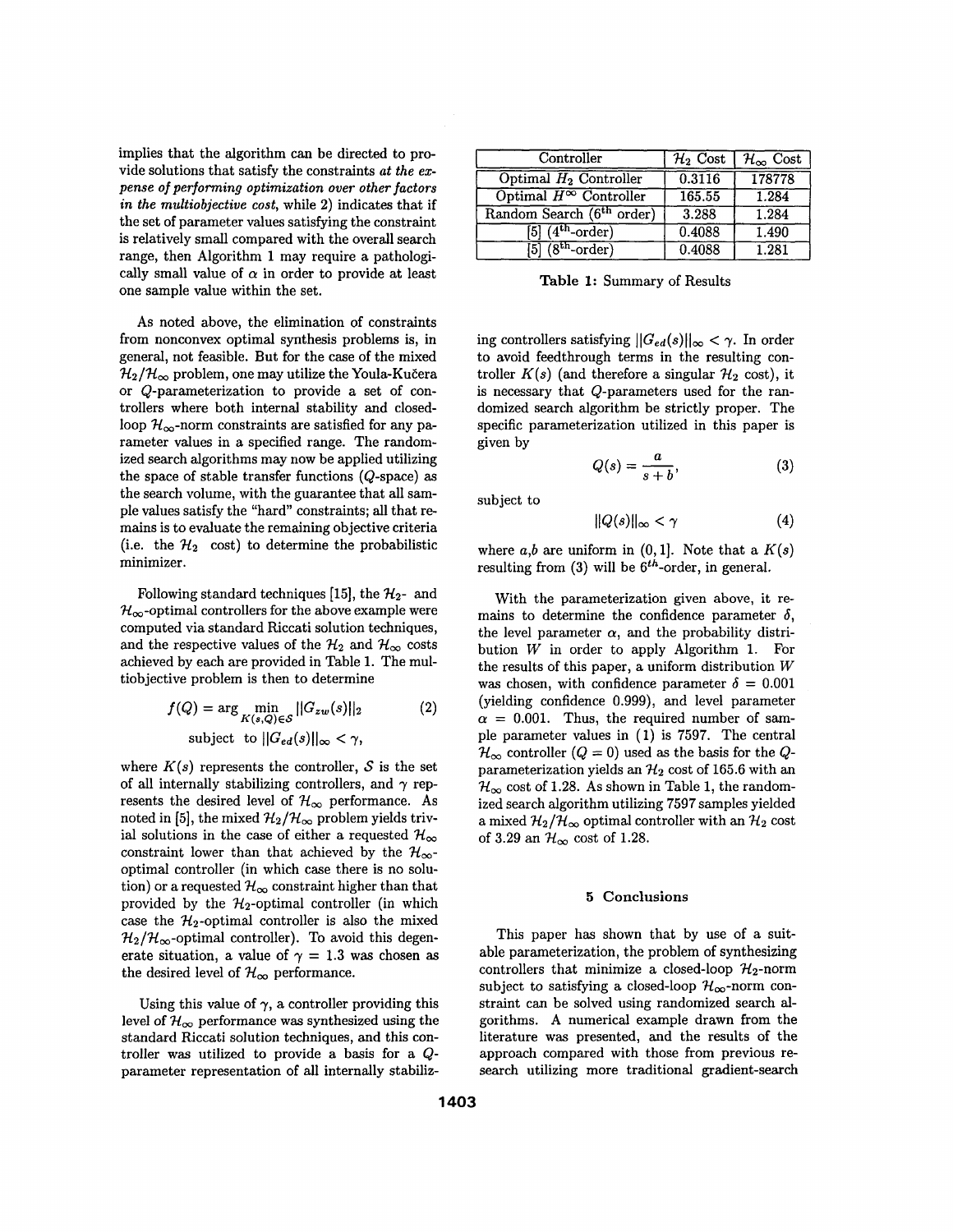implies that the algorithm can be directed to provide solutions that satisfy the constraints *at the expense of performing optimization over other factors in the multiobjective cost*, while 2) indicates that if the set of parameter values satisfying the constraint is relatively small compared with the overall search range, then Algorithm 1 may require a pathologically small value of $\alpha$ in order to provide at least one sample value within the set.

As noted above, the elimination of constraints from nonconvex optimal synthesis problems is, in general, not feasible. But for the case of the mixed $\mathcal{H}_2/\mathcal{H}_\infty$ problem, one may utilize the Youla-Kučera or $Q$-parameterization to provide a set of controllers where both internal stability and closed-loop $\mathcal{H}_\infty$-norm constraints are satisfied for any parameter values in a specified range. The randomized search algorithms may now be applied utilizing the space of stable transfer functions ($Q$-space) as the search volume, with the guarantee that all sample values satisfy the "hard" constraints; all that remains is to evaluate the remaining objective criteria (i.e. the $\mathcal{H}_2$ cost) to determine the probabilistic minimizer.

Following standard techniques [15], the $\mathcal{H}_2$- and $\mathcal{H}_\infty$-optimal controllers for the above example were computed via standard Riccati solution techniques, and the respective values of the $\mathcal{H}_2$ and $\mathcal{H}_\infty$ costs achieved by each are provided in Table 1. The multiobjective problem is then to determine

$$f(Q) = \arg \min_{K(s,Q) \in \mathcal{S}} ||G_{zw}(s)||_2 \qquad (2)$$
$$\text{subject to } ||G_{ed}(s)||_\infty < \gamma,$$

where $K(s)$ represents the controller, $\mathcal{S}$ is the set of all internally stabilizing controllers, and $\gamma$ represents the desired level of $\mathcal{H}_\infty$ performance. As noted in [5], the mixed $\mathcal{H}_2/\mathcal{H}_\infty$ problem yields trivial solutions in the case of either a requested $\mathcal{H}_\infty$ constraint lower than that achieved by the $\mathcal{H}_\infty$-optimal controller (in which case there is no solution) or a requested $\mathcal{H}_\infty$ constraint higher than that provided by the $\mathcal{H}_2$-optimal controller (in which case the $\mathcal{H}_2$-optimal controller is also the mixed $\mathcal{H}_2/\mathcal{H}_\infty$-optimal controller). To avoid this degenerate situation, a value of $\gamma = 1.3$ was chosen as the desired level of $\mathcal{H}_\infty$ performance.

Using this value of $\gamma$, a controller providing this level of $\mathcal{H}_\infty$ performance was synthesized using the standard Riccati solution techniques, and this controller was utilized to provide a basis for a $Q$-parameter representation of all internally stabilizing controllers satisfying $||G_{ed}(s)||_\infty < \gamma$. In order to avoid feedthrough terms in the resulting controller $K(s)$ (and therefore a singular $\mathcal{H}_2$ cost), it is necessary that $Q$-parameters used for the randomized search algorithm be strictly proper. The specific parameterization utilized in this paper is given by

$$Q(s) = \frac{a}{s+b}, \qquad (3)$$

subject to

$$||Q(s)||_\infty < \gamma \qquad (4)$$

where $a$,$b$ are uniform in $(0, 1]$. Note that a $K(s)$ resulting from (3) will be $6^{th}$-order, in general.

| Controller | $\mathcal{H}_2$ Cost | $\mathcal{H}_\infty$ Cost |
|---|---|---|
| Optimal $H_2$ Controller | 0.3116 | 178778 |
| Optimal $H^\infty$ Controller | 165.55 | 1.284 |
| Random Search ($6^{\text{th}}$ order) | 3.288 | 1.284 |
| [5] ($4^{\text{th}}$-order) | 0.4088 | 1.490 |
| [5] ($8^{\text{th}}$-order) | 0.4088 | 1.281 |

**Table 1:** Summary of Results

With the parameterization given above, it remains to determine the confidence parameter $\delta$, the level parameter $\alpha$, and the probability distribution $W$ in order to apply Algorithm 1. For the results of this paper, a uniform distribution $W$ was chosen, with confidence parameter $\delta = 0.001$ (yielding confidence 0.999), and level parameter $\alpha = 0.001$. Thus, the required number of sample parameter values in (1) is 7597. The central $\mathcal{H}_\infty$ controller ($Q = 0$) used as the basis for the $Q$-parameterization yields an $\mathcal{H}_2$ cost of 165.6 with an $\mathcal{H}_\infty$ cost of 1.28. As shown in Table 1, the randomized search algorithm utilizing 7597 samples yielded a mixed $\mathcal{H}_2/\mathcal{H}_\infty$ optimal controller with an $\mathcal{H}_2$ cost of 3.29 an $\mathcal{H}_\infty$ cost of 1.28.

## 5 Conclusions

This paper has shown that by use of a suitable parameterization, the problem of synthesizing controllers that minimize a closed-loop $\mathcal{H}_2$-norm subject to satisfying a closed-loop $\mathcal{H}_\infty$-norm constraint can be solved using randomized search algorithms. A numerical example drawn from the literature was presented, and the results of the approach compared with those from previous research utilizing more traditional gradient-search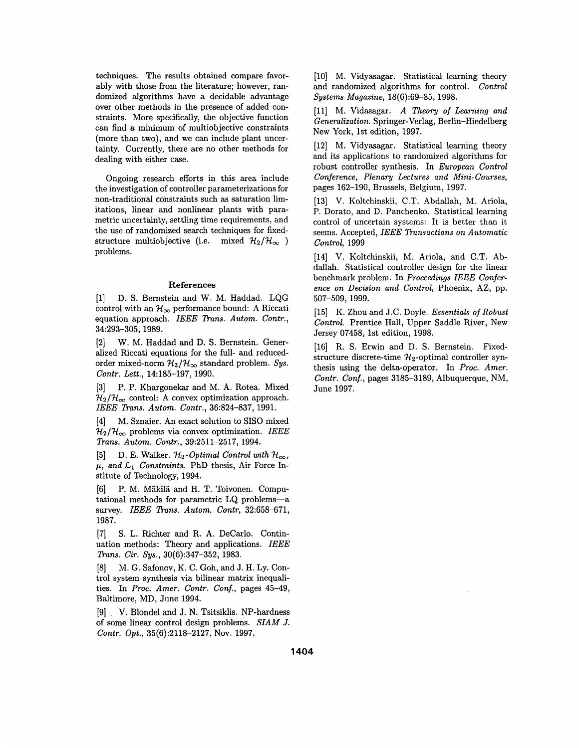techniques. The results obtained compare favorably with those from the literature; however, randomized algorithms have a decidable advantage over other methods in the presence of added constraints. More specifically, the objective function can find a minimum of multiobjective constraints (more than two), and we can include plant uncertainty. Currently, there are no other methods for dealing with either case.

Ongoing research efforts in this area include the investigation of controller parameterizations for non-traditional constraints such as saturation limitations, linear and nonlinear plants with parametric uncertainty, settling time requirements, and the use of randomized search techniques for fixed-structure multiobjective (i.e. mixed $\mathcal{H}_2/\mathcal{H}_\infty$ ) problems.

## References

[1] D. S. Bernstein and W. M. Haddad. LQG control with an $\mathcal{H}_\infty$ performance bound: A Riccati equation approach. *IEEE Trans. Autom. Contr.*, 34:293–305, 1989.

[2] W. M. Haddad and D. S. Bernstein. Generalized Riccati equations for the full- and reduced-order mixed-norm $\mathcal{H}_2/\mathcal{H}_\infty$ standard problem. *Sys. Contr. Lett.*, 14:185–197, 1990.

[3] P. P. Khargonekar and M. A. Rotea. Mixed $\mathcal{H}_2/\mathcal{H}_\infty$ control: A convex optimization approach. *IEEE Trans. Autom. Contr.*, 36:824–837, 1991.

[4] M. Sznaier. An exact solution to SISO mixed $\mathcal{H}_2/\mathcal{H}_\infty$ problems via convex optimization. *IEEE Trans. Autom. Contr.*, 39:2511–2517, 1994.

[5] D. E. Walker. *$\mathcal{H}_2$-Optimal Control with $\mathcal{H}_\infty$, $\mu$, and $\mathcal{L}_1$ Constraints.* PhD thesis, Air Force Institute of Technology, 1994.

[6] P. M. Mäkilä and H. T. Toivonen. Computational methods for parametric LQ problems—a survey. *IEEE Trans. Autom. Contr*, 32:658–671, 1987.

[7] S. L. Richter and R. A. DeCarlo. Continuation methods: Theory and applications. *IEEE Trans. Cir. Sys.*, 30(6):347–352, 1983.

[8] M. G. Safonov, K. C. Goh, and J. H. Ly. Control system synthesis via bilinear matrix inequalities. In *Proc. Amer. Contr. Conf.*, pages 45–49, Baltimore, MD, June 1994.

[9] V. Blondel and J. N. Tsitsiklis. NP-hardness of some linear control design problems. *SIAM J. Contr. Opt.*, 35(6):2118–2127, Nov. 1997.

[10] M. Vidyasagar. Statistical learning theory and randomized algorithms for control. *Control Systems Magazine*, 18(6):69–85, 1998.

[11] M. Vidasagar. *A Theory of Learning and Generalization.* Springer-Verlag, Berlin–Hiedelberg New York, 1st edition, 1997.

[12] M. Vidyasagar. Statistical learning theory and its applications to randomized algorithms for robust controller synthesis. In *European Control Conference, Plenary Lectures and Mini-Courses*, pages 162–190, Brussels, Belgium, 1997.

[13] V. Koltchinskii, C.T. Abdallah, M. Ariola, P. Dorato, and D. Panchenko. Statistical learning control of uncertain systems: It is better than it seems. Accepted, *IEEE Transactions on Automatic Control*, 1999

[14] V. Koltchinskii, M. Ariola, and C.T. Abdallah. Statistical controller design for the linear benchmark problem. In *Proceedings IEEE Conference on Decision and Control*, Phoenix, AZ, pp. 507–509, 1999.

[15] K. Zhou and J.C. Doyle. *Essentials of Robust Control.* Prentice Hall, Upper Saddle River, New Jersey 07458, 1st edition, 1998.

[16] R. S. Erwin and D. S. Bernstein. Fixed-structure discrete-time $\mathcal{H}_2$-optimal controller synthesis using the delta-operator. In *Proc. Amer. Contr. Conf.*, pages 3185–3189, Albuquerque, NM, June 1997.